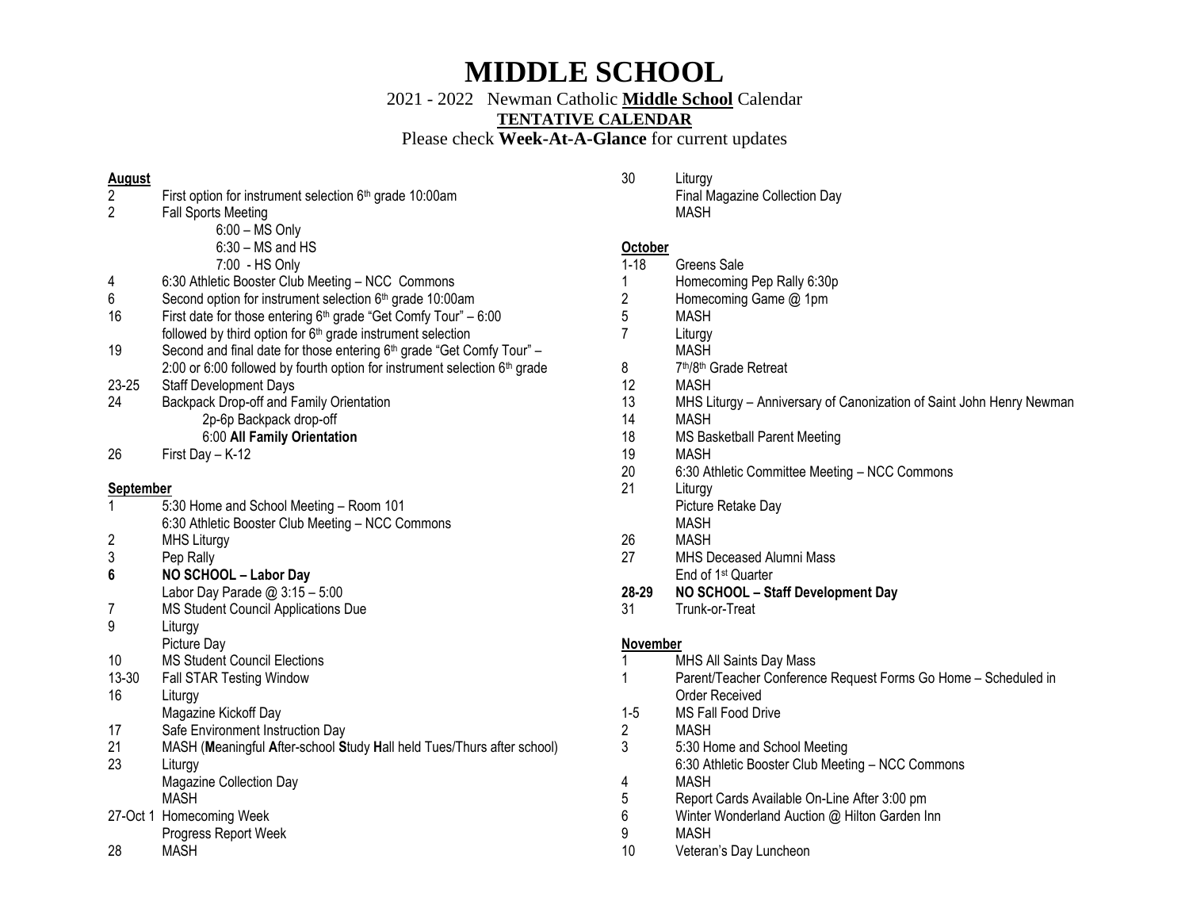# MIDDLE SCHOOL

2021 - 2022 Newman Catholic **Middle School** Calendar

**TENTATIVE CALENDAR**

Please check **Week-At-A-Glance** for current updates

**August**

2 First option for instrument selection 6th grade 10:00am

2 Fall Sports Meeting
- 6:00 – MS Only
- 6:30 – MS and HS
- 7:00 - HS Only

4 6:30 Athletic Booster Club Meeting – NCC Commons

6 Second option for instrument selection 6th grade 10:00am

16 First date for those entering 6th grade "Get Comfy Tour" – 6:00 followed by third option for 6th grade instrument selection

19 Second and final date for those entering 6th grade "Get Comfy Tour" – 2:00 or 6:00 followed by fourth option for instrument selection 6th grade

23-25 Staff Development Days

24 Backpack Drop-off and Family Orientation
- 2p-6p Backpack drop-off
- 6:00 **All Family Orientation**

26 First Day – K-12

**September**

1 5:30 Home and School Meeting – Room 101
6:30 Athletic Booster Club Meeting – NCC Commons

2 MHS Liturgy

3 Pep Rally

**6 NO SCHOOL – Labor Day**
Labor Day Parade @ 3:15 – 5:00

7 MS Student Council Applications Due

9 Liturgy
Picture Day

10 MS Student Council Elections

13-30 Fall STAR Testing Window

16 Liturgy
Magazine Kickoff Day

17 Safe Environment Instruction Day

21 MASH (**M**eaningful **A**fter-school **S**tudy **H**all held Tues/Thurs after school)

23 Liturgy
Magazine Collection Day
MASH

27-Oct 1 Homecoming Week
Progress Report Week

28 MASH

30 Liturgy
Final Magazine Collection Day
MASH

**October**

1-18 Greens Sale

1 Homecoming Pep Rally 6:30p

2 Homecoming Game @ 1pm

5 MASH

7 Liturgy
MASH

8 7th/8th Grade Retreat

12 MASH

13 MHS Liturgy – Anniversary of Canonization of Saint John Henry Newman

14 MASH

18 MS Basketball Parent Meeting

19 MASH

20 6:30 Athletic Committee Meeting – NCC Commons

21 Liturgy
Picture Retake Day
MASH

26 MASH

27 MHS Deceased Alumni Mass
End of 1st Quarter

**28-29 NO SCHOOL – Staff Development Day**

31 Trunk-or-Treat

**November**

1 MHS All Saints Day Mass

1 Parent/Teacher Conference Request Forms Go Home – Scheduled in Order Received

1-5 MS Fall Food Drive

2 MASH

3 5:30 Home and School Meeting
6:30 Athletic Booster Club Meeting – NCC Commons

4 MASH

5 Report Cards Available On-Line After 3:00 pm

6 Winter Wonderland Auction @ Hilton Garden Inn

9 MASH

10 Veteran's Day Luncheon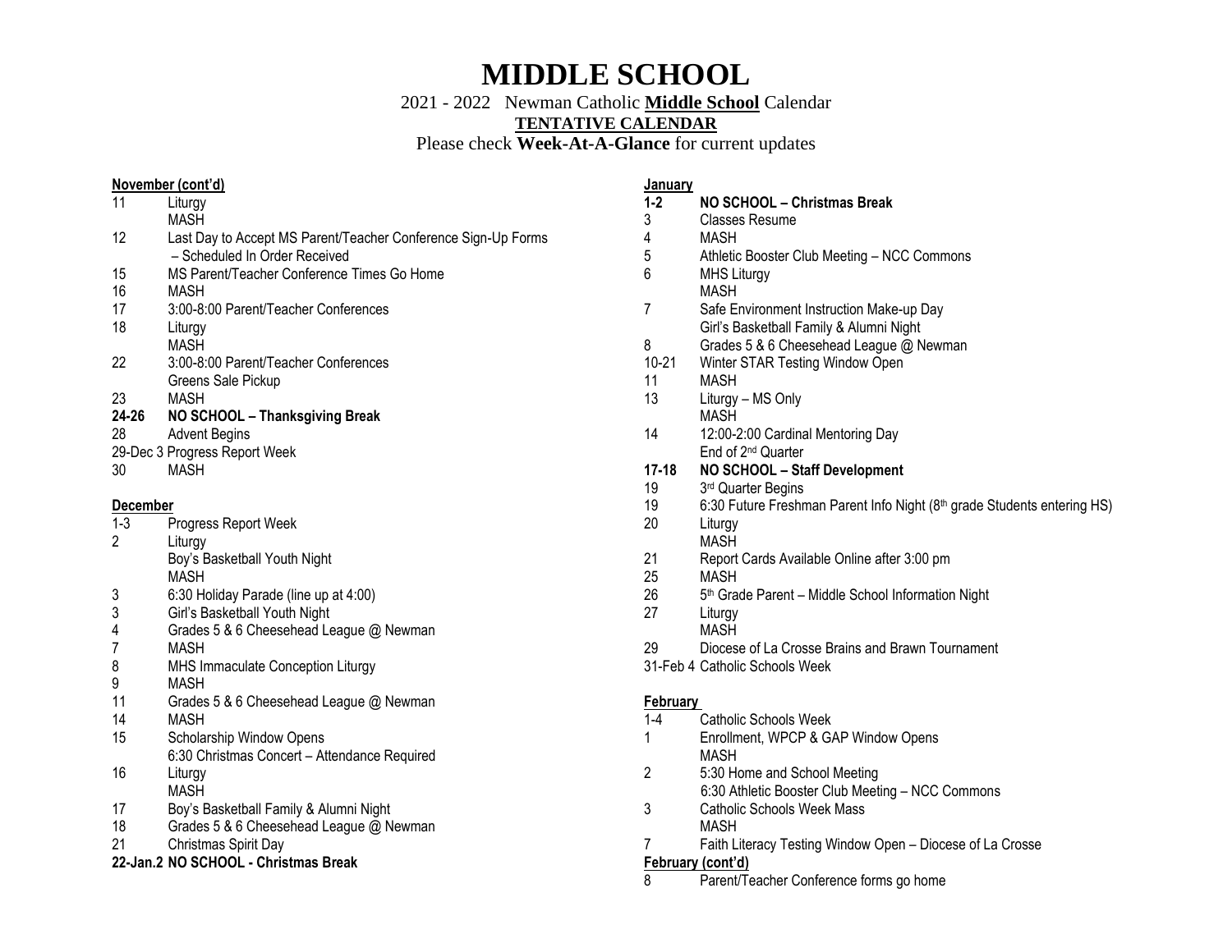# MIDDLE SCHOOL

2021 - 2022 Newman Catholic **Middle School** Calendar

**TENTATIVE CALENDAR**

Please check **Week-At-A-Glance** for current updates

**November (cont'd)**

| | |
|---|---|
| 11 | Liturgy |
| | MASH |
| 12 | Last Day to Accept MS Parent/Teacher Conference Sign-Up Forms – Scheduled In Order Received |
| 15 | MS Parent/Teacher Conference Times Go Home |
| 16 | MASH |
| 17 | 3:00-8:00 Parent/Teacher Conferences |
| 18 | Liturgy |
| | MASH |
| 22 | 3:00-8:00 Parent/Teacher Conferences |
| | Greens Sale Pickup |
| 23 | MASH |
| **24-26** | **NO SCHOOL – Thanksgiving Break** |
| 28 | Advent Begins |
| 29-Dec 3 | Progress Report Week |
| 30 | MASH |

**December**

| | |
|---|---|
| 1-3 | Progress Report Week |
| 2 | Liturgy |
| | Boy's Basketball Youth Night |
| | MASH |
| 3 | 6:30 Holiday Parade (line up at 4:00) |
| 3 | Girl's Basketball Youth Night |
| 4 | Grades 5 & 6 Cheesehead League @ Newman |
| 7 | MASH |
| 8 | MHS Immaculate Conception Liturgy |
| 9 | MASH |
| 11 | Grades 5 & 6 Cheesehead League @ Newman |
| 14 | MASH |
| 15 | Scholarship Window Opens |
| | 6:30 Christmas Concert – Attendance Required |
| 16 | Liturgy |
| | MASH |
| 17 | Boy's Basketball Family & Alumni Night |
| 18 | Grades 5 & 6 Cheesehead League @ Newman |
| 21 | Christmas Spirit Day |
| **22-Jan.2** | **NO SCHOOL - Christmas Break** |

**January**

| | |
|---|---|
| **1-2** | **NO SCHOOL – Christmas Break** |
| 3 | Classes Resume |
| 4 | MASH |
| 5 | Athletic Booster Club Meeting – NCC Commons |
| 6 | MHS Liturgy |
| | MASH |
| 7 | Safe Environment Instruction Make-up Day |
| | Girl's Basketball Family & Alumni Night |
| 8 | Grades 5 & 6 Cheesehead League @ Newman |
| 10-21 | Winter STAR Testing Window Open |
| 11 | MASH |
| 13 | Liturgy – MS Only |
| | MASH |
| 14 | 12:00-2:00 Cardinal Mentoring Day |
| | End of 2nd Quarter |
| **17-18** | **NO SCHOOL – Staff Development** |
| 19 | 3rd Quarter Begins |
| 19 | 6:30 Future Freshman Parent Info Night (8th grade Students entering HS) |
| 20 | Liturgy |
| | MASH |
| 21 | Report Cards Available Online after 3:00 pm |
| 25 | MASH |
| 26 | 5th Grade Parent – Middle School Information Night |
| 27 | Liturgy |
| | MASH |
| 29 | Diocese of La Crosse Brains and Brawn Tournament |
| 31-Feb 4 | Catholic Schools Week |

**February**

| | |
|---|---|
| 1-4 | Catholic Schools Week |
| 1 | Enrollment, WPCP & GAP Window Opens |
| | MASH |
| 2 | 5:30 Home and School Meeting |
| | 6:30 Athletic Booster Club Meeting – NCC Commons |
| 3 | Catholic Schools Week Mass |
| | MASH |
| 7 | Faith Literacy Testing Window Open – Diocese of La Crosse |

**February (cont'd)**

| | |
|---|---|
| 8 | Parent/Teacher Conference forms go home |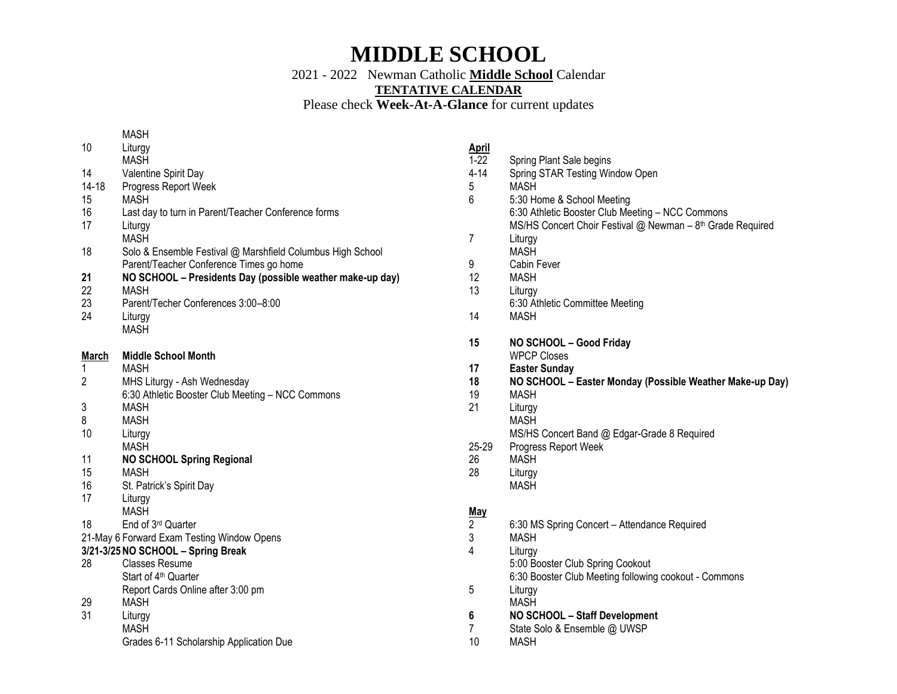# MIDDLE SCHOOL

2021 - 2022 Newman Catholic **Middle School** Calendar

**TENTATIVE CALENDAR**

Please check **Week-At-A-Glance** for current updates

| | |
|---|---|
| | MASH |
| 10 | Liturgy |
| | MASH |
| 14 | Valentine Spirit Day |
| 14-18 | Progress Report Week |
| 15 | MASH |
| 16 | Last day to turn in Parent/Teacher Conference forms |
| 17 | Liturgy |
| | MASH |
| 18 | Solo & Ensemble Festival @ Marshfield Columbus High School |
| | Parent/Teacher Conference Times go home |
| **21** | **NO SCHOOL – Presidents Day (possible weather make-up day)** |
| 22 | MASH |
| 23 | Parent/Techer Conferences 3:00–8:00 |
| 24 | Liturgy |
| | MASH |

| **March** | **Middle School Month** |
|---|---|
| 1 | MASH |
| 2 | MHS Liturgy - Ash Wednesday |
| | 6:30 Athletic Booster Club Meeting – NCC Commons |
| 3 | MASH |
| 8 | MASH |
| 10 | Liturgy |
| | MASH |
| 11 | **NO SCHOOL Spring Regional** |
| 15 | MASH |
| 16 | St. Patrick's Spirit Day |
| 17 | Liturgy |
| | MASH |
| 18 | End of 3rd Quarter |
| 21-May 6 | Forward Exam Testing Window Opens |
| **3/21-3/25** | **NO SCHOOL – Spring Break** |
| 28 | Classes Resume |
| | Start of 4th Quarter |
| | Report Cards Online after 3:00 pm |
| 29 | MASH |
| 31 | Liturgy |
| | MASH |
| | Grades 6-11 Scholarship Application Due |

| **April** | |
|---|---|
| 1-22 | Spring Plant Sale begins |
| 4-14 | Spring STAR Testing Window Open |
| 5 | MASH |
| 6 | 5:30 Home & School Meeting |
| | 6:30 Athletic Booster Club Meeting – NCC Commons |
| | MS/HS Concert Choir Festival @ Newman – 8th Grade Required |
| 7 | Liturgy |
| | MASH |
| 9 | Cabin Fever |
| 12 | MASH |
| 13 | Liturgy |
| | 6:30 Athletic Committee Meeting |
| 14 | MASH |
| **15** | **NO SCHOOL – Good Friday** |
| | WPCP Closes |
| **17** | **Easter Sunday** |
| **18** | **NO SCHOOL – Easter Monday (Possible Weather Make-up Day)** |
| 19 | MASH |
| 21 | Liturgy |
| | MASH |
| | MS/HS Concert Band @ Edgar-Grade 8 Required |
| 25-29 | Progress Report Week |
| 26 | MASH |
| 28 | Liturgy |
| | MASH |

| **May** | |
|---|---|
| 2 | 6:30 MS Spring Concert – Attendance Required |
| 3 | MASH |
| 4 | Liturgy |
| | 5:00 Booster Club Spring Cookout |
| | 6:30 Booster Club Meeting following cookout - Commons |
| 5 | Liturgy |
| | MASH |
| **6** | **NO SCHOOL – Staff Development** |
| 7 | State Solo & Ensemble @ UWSP |
| 10 | MASH |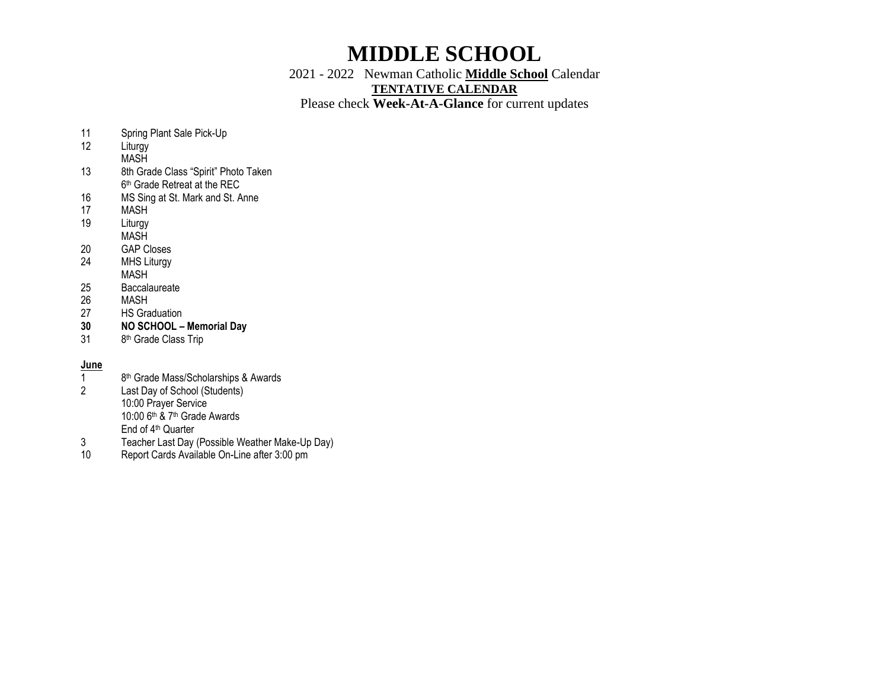# MIDDLE SCHOOL

2021 - 2022 Newman Catholic **Middle School** Calendar

**TENTATIVE CALENDAR**

Please check **Week-At-A-Glance** for current updates

11 Spring Plant Sale Pick-Up
12 Liturgy
  MASH
13 8th Grade Class "Spirit" Photo Taken
  6th Grade Retreat at the REC
16 MS Sing at St. Mark and St. Anne
17 MASH
19 Liturgy
  MASH
20 GAP Closes
24 MHS Liturgy
  MASH
25 Baccalaureate
26 MASH
27 HS Graduation
**30 NO SCHOOL – Memorial Day**
31 8th Grade Class Trip

**June**

1 8th Grade Mass/Scholarships & Awards
2 Last Day of School (Students)
  10:00 Prayer Service
  10:00 6th & 7th Grade Awards
  End of 4th Quarter
3 Teacher Last Day (Possible Weather Make-Up Day)
10 Report Cards Available On-Line after 3:00 pm